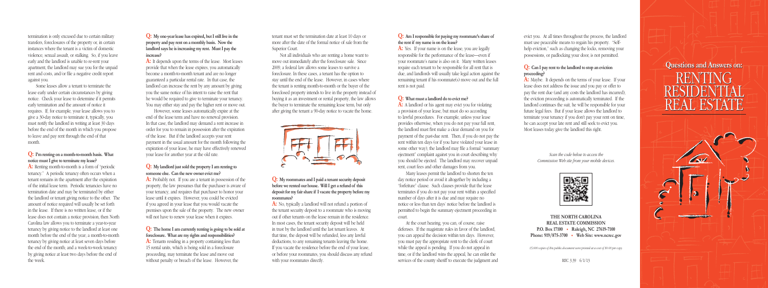termination is only excused due to certain military transfers, foreclosures of the property or, in certain instances where the tenant is a victim of domestic violence, sexual assault, or stalking. So, if you leave early and the landlord is unable to re-rent your apartment, the landlord may sue you for the unpaid rent and costs, and/or file a negative credit report against you.

Some leases allow a tenant to terminate the lease early under certain circumstances by giving notice. Check your lease to determine if it permits early termination and the amount of notice it requires. If, for example, your lease allows you to give a 30-day notice to terminate it, typically, you must notify the landlord in writing at least 30 days before the end of the month in which you propose to leave and pay rent through the end of that month.

**Q: I'm renting on a month-to-month basis. What notice must I give to terminate my lease?**

**A:** Renting month-to-month is a form of "periodic tenancy." A periodic tenancy often occurs when a tenant remains in the apartment after the expiration of the initial lease term. Periodic tenancies have no termination date and may be terminated by either the landlord or tenant giving notice to the other. The amount of notice required will usually be set forth in the lease. If there is no written lease, or if the lease does not contain a notice provision, then North Carolina law allows you to terminate a year-to-year tenancy by giving notice to the landlord at least one month before the end of the year; a month-to-month tenancy by giving notice at least seven days before the end of the month; and a week-to-week tenancy by giving notice at least two days before the end of the week.

**Q: My one-year lease has expired, but I still live in the property and pay rent on a monthly basis. Now the landlord says he is increasing my rent. Must I pay the increase?**

**A:** It depends upon the terms of the lease. Most leases provide that when the lease expires, you automatically become a month-to-month tenant and are no longer guaranteed a particular rental rate. In that case, the landlord can increase the rent by any amount by giving you the same notice of his intent to raise the rent that he would be required to give to terminate your tenancy. You may either stay and pay the higher rent or move out.

However, some leases automatically expire at the end of the lease term and have no renewal provision. In that case, the landlord may demand a rent increase in order for you to remain in possession after the expiration of the lease. But if the landlord accepts your rent payment in the usual amount for the month following the expiration of your lease, he may have effectively renewed your lease for another year at the old rate.

**Q: My landlord just sold the property I am renting to someone else. Can the new owner evict me?**

**A:** Probably not. If you are a tenant in possession of the property, the law presumes that the purchaser is aware of your tenancy, and requires that purchaser to honor your lease until it expires. However, you could be evicted if you agreed in your lease that you would vacate the premises upon the sale of the property. The new owner will not have to renew your lease when it expires.

**Q: The home I am currently renting is going to be sold at foreclosure. What are my rights and responsibilities?**

**A:** Tenants residing in a property containing less than 15 rental units, which is being sold in a foreclosure proceeding, may terminate the lease and move out without penalty or breach of the lease. However, the tenant must set the termination date at least 10 days or more after the date of the formal notice of sale from the Superior Court.

Not all individuals who are renting a home want to move out immediately after the foreclosure sale. Since 2009, a federal law allows some leases to survive a foreclosure. In these cases, a tenant has the option to stay until the end of the lease. However, in cases where the tenant is renting month-to-month or the buyer of the foreclosed property intends to live in the property instead of buying it as an investment or rental property, the law allows the buyer to terminate the remaining lease term, but only after giving the tenant a 90-day notice to vacate the home.

**Q: My roommates and I paid a tenant security deposit before we rented our house. Will I get a refund of this deposit for my fair share if I vacate the property before my roommates?**

**A:** No, typically a landlord will not refund a portion of the tenant security deposit to a roommate who is moving out if other tenants on the lease remain in the residence. In most cases, the tenant security deposit will be held in trust by the landlord until the last tenant leaves. At that time, the deposit will be refunded, less any lawful deductions, to any remaining tenants leaving the home. If you vacate the residence before the end of your lease, or before your roommates, you should discuss any refund with your roommates directly.

**Q: Am I responsible for paying my roommate's share of the rent if my name is on the lease?**

**A:** Yes. If your name is on the lease, you are legally responsible for the performance of the lease—even if your roommate's name is also on it. Many written leases require each tenant to be responsible for all rent that is due, and landlords will usually take legal action against the remaining tenant if his roommate(s) move out and the full rent is not paid.

**Q: What must a landlord do to evict me?**

**A:** A landlord or his agent may evict you for violating a provision of your lease, but must do so according to lawful procedures. For example, unless your lease provides otherwise, when you do not pay your full rent, the landlord must first make a clear demand on you for payment of the past-due rent. Then, if you do not pay the rent within ten days (or if you have violated your lease in some other way), the landlord may file a formal "summary ejectment" complaint against you in court describing why you should be ejected. The landlord may recover unpaid rent, court fees and other damages from you.

Many leases permit the landlord to shorten the ten day notice period or avoid it altogether by including a "forfeiture" clause. Such clauses provide that the lease terminates if you do not pay your rent within a specified number of days after it is due and may require no notice or less than ten days' notice before the landlord is permitted to begin the summary ejectment proceeding in court.

At the court hearing, you can, of course, raise defenses. If the magistrate rules in favor of the landlord, you can appeal the decision within ten days. However, you must pay the appropriate rent to the clerk of court while the appeal is pending. If you do not appeal in time, or if the landlord wins the appeal, he can enlist the services of the county sheriff to execute the judgment and evict you. At all times throughout the process, the landlord must use peaceable means to regain his property. "Self-help eviction," such as changing the locks, removing your possessions, or padlocking your door, is not permitted.

**Q: Can I pay rent to the landlord to stop an eviction proceeding?**

**A:** Maybe. It depends on the terms of your lease. If your lease does not address the issue and you pay or offer to pay the rent due (and any costs the landlord has incurred), the eviction proceeding is automatically terminated. If the landlord continues the suit, he will be responsible for your future legal fees. But if your lease allows the landlord to terminate your tenancy if you don't pay your rent on time, he can accept your late rent and still seek to evict you. Most leases today give the landlord this right.

*Scan the code below to access the Commission Web site from your mobile devices.*

**THE NORTH CAROLINA REAL ESTATE COMMISSION**
**P.O. Box 17100 • Raleigh, NC 27619-7100**
**Phone: 919/875-3700 • Web Site: www.ncrec.gov**

*15,000 copies of this public document were printed at a cost of $0.00 per copy.*

REC 3.39 6/1/13

## Questions and Answers on:

# RENTING RESIDENTIAL REAL ESTATE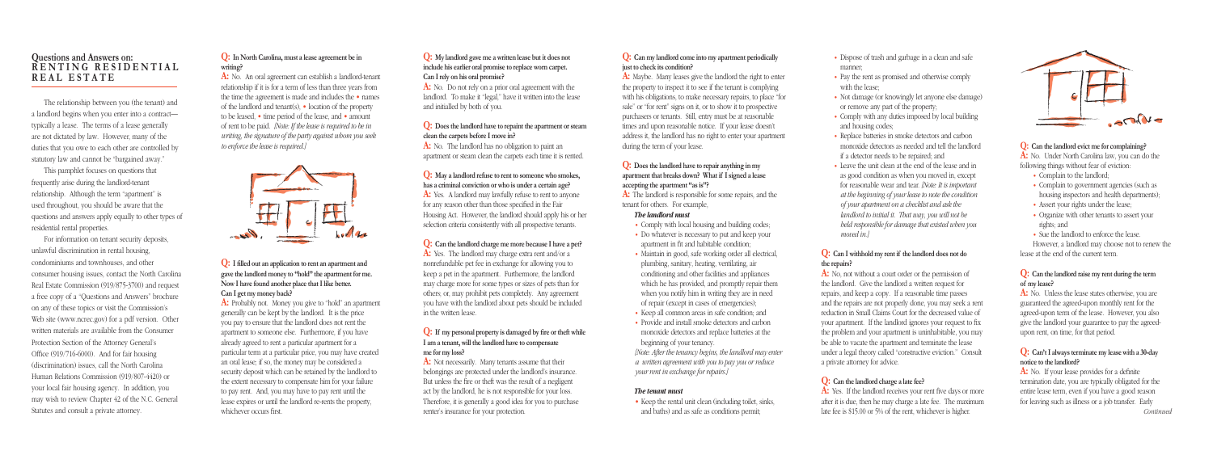## Questions and Answers on: RENTING RESIDENTIAL REAL ESTATE

The relationship between you (the tenant) and a landlord begins when you enter into a contract—typically a lease. The terms of a lease generally are not dictated by law. However, many of the duties that you owe to each other are controlled by statutory law and cannot be "bargained away."

This pamphlet focuses on questions that frequently arise during the landlord-tenant relationship. Although the term "apartment" is used throughout, you should be aware that the questions and answers apply equally to other types of residential rental properties.

For information on tenant security deposits, unlawful discrimination in rental housing, condominiums and townhouses, and other consumer housing issues, contact the North Carolina Real Estate Commission (919/875-3700) and request a free copy of a "Questions and Answers" brochure on any of these topics or visit the Commission's Web site (www.ncrec.gov) for a pdf version. Other written materials are available from the Consumer Protection Section of the Attorney General's Office (919/716-6000). And for fair housing (discrimination) issues, call the North Carolina Human Relations Commission (919/807-4420) or your local fair housing agency. In addition, you may wish to review Chapter 42 of the N.C. General Statutes and consult a private attorney.

**Q: In North Carolina, must a lease agreement be in writing?**

**A:** No. An oral agreement can establish a landlord-tenant relationship if it is for a term of less than three years from the time the agreement is made and includes the • names of the landlord and tenant(s), • location of the property to be leased, • time period of the lease, and • amount of rent to be paid. *[Note: If the lease is required to be in writing, the signature of the party against whom you seek to enforce the lease is required.]*

**Q: I filled out an application to rent an apartment and gave the landlord money to "hold" the apartment for me. Now I have found another place that I like better. Can I get my money back?**

**A:** Probably not. Money you give to "hold" an apartment generally can be kept by the landlord. It is the price you pay to ensure that the landlord does not rent the apartment to someone else. Furthermore, if you have already agreed to rent a particular apartment for a particular term at a particular price, you may have created an oral lease; if so, the money may be considered a security deposit which can be retained by the landlord to the extent necessary to compensate him for your failure to pay rent. And, you may have to pay rent until the lease expires or until the landlord re-rents the property, whichever occurs first.

**Q: My landlord gave me a written lease but it does not include his earlier oral promise to replace worn carpet. Can I rely on his oral promise?**

**A:** No. Do not rely on a prior oral agreement with the landlord. To make it "legal," have it written into the lease and initialled by both of you.

**Q: Does the landlord have to repaint the apartment or steam clean the carpets before I move in?**

**A:** No. The landlord has no obligation to paint an apartment or steam clean the carpets each time it is rented.

**Q: May a landlord refuse to rent to someone who smokes, has a criminal conviction or who is under a certain age?**

**A:** Yes. A landlord may lawfully refuse to rent to anyone for any reason other than those specified in the Fair Housing Act. However, the landlord should apply his or her selection criteria consistently with all prospective tenants.

**Q: Can the landlord charge me more because I have a pet?**

**A:** Yes. The landlord may charge extra rent and/or a nonrefundable pet fee in exchange for allowing you to keep a pet in the apartment. Furthermore, the landlord may charge more for some types or sizes of pets than for others; or, may prohibit pets completely. Any agreement you have with the landlord about pets should be included in the written lease.

**Q: If my personal property is damaged by fire or theft while I am a tenant, will the landlord have to compensate me for my loss?**

**A:** Not necessarily. Many tenants assume that their belongings are protected under the landlord's insurance. But unless the fire or theft was the result of a negligent act by the landlord, he is not responsible for your loss. Therefore, it is generally a good idea for you to purchase renter's insurance for your protection.

**Q: Can my landlord come into my apartment periodically just to check its condition?**

**A:** Maybe. Many leases give the landlord the right to enter the property to inspect it to see if the tenant is complying with his obligations, to make necessary repairs, to place "for sale" or "for rent" signs on it, or to show it to prospective purchasers or tenants. Still, entry must be at reasonable times and upon reasonable notice. If your lease doesn't address it, the landlord has no right to enter your apartment during the term of your lease.

**Q: Does the landlord have to repair anything in my apartment that breaks down? What if I signed a lease accepting the apartment "as is"?**

**A:** The landlord is responsible for some repairs, and the tenant for others. For example,

***The landlord must***

- Comply with local housing and building codes;
- Do whatever is necessary to put and keep your apartment in fit and habitable condition;
- Maintain in good, safe working order all electrical, plumbing, sanitary, heating, ventilating, air conditioning and other facilities and appliances which he has provided, and promptly repair them when you notify him in writing they are in need of repair (except in cases of emergencies);
- Keep all common areas in safe condition; and
- Provide and install smoke detectors and carbon monoxide detectors and replace batteries at the beginning of your tenancy.

*[Note: After the tenancy begins, the landlord may enter a written agreement with you to pay or reduce your rent in exchange for repairs.]*

***The tenant must***

- Keep the rental unit clean (including toilet, sinks, and baths) and as safe as conditions permit;
- Dispose of trash and garbage in a clean and safe manner;
- Pay the rent as promised and otherwise comply with the lease;
- Not damage (or knowingly let anyone else damage) or remove any part of the property;
- Comply with any duties imposed by local building and housing codes;
- Replace batteries in smoke detectors and carbon monoxide detectors as needed and tell the landlord if a detector needs to be repaired; and
- Leave the unit clean at the end of the lease and in as good condition as when you moved in, except for reasonable wear and tear. *[Note: It is important at the beginning of your lease to note the condition of your apartment on a checklist and ask the landlord to initial it. That way, you will not be held responsible for damage that existed when you moved in.]*

**Q: Can I withhold my rent if the landlord does not do the repairs?**

**A:** No, not without a court order or the permission of the landlord. Give the landlord a written request for repairs, and keep a copy. If a reasonable time passes and the repairs are not properly done, you may seek a rent reduction in Small Claims Court for the decreased value of your apartment. If the landlord ignores your request to fix the problem and your apartment is uninhabitable, you may be able to vacate the apartment and terminate the lease under a legal theory called "constructive eviction." Consult a private attorney for advice.

**Q: Can the landlord charge a late fee?**

**A:** Yes. If the landlord receives your rent five days or more after it is due, then he may charge a late fee. The maximum late fee is $15.00 or 5% of the rent, whichever is higher.

**Q: Can the landlord evict me for complaining?**

**A:** No. Under North Carolina law, you can do the following things without fear of eviction:

- Complain to the landlord;
- Complain to government agencies (such as housing inspectors and health departments);
- Assert your rights under the lease;
- Organize with other tenants to assert your rights; and
- Sue the landlord to enforce the lease.

However, a landlord may choose not to renew the lease at the end of the current term.

**Q: Can the landlord raise my rent during the term of my lease?**

**A:** No. Unless the lease states otherwise, you are guaranteed the agreed-upon monthly rent for the agreed-upon term of the lease. However, you also give the landlord your guarantee to pay the agreed-upon rent, on time, for that period.

**Q: Can't I always terminate my lease with a 30-day notice to the landlord?**

**A:** No. If your lease provides for a definite termination date, you are typically obligated for the entire lease term, even if you have a good reason for leaving such as illness or a job transfer. Early

*Continued*